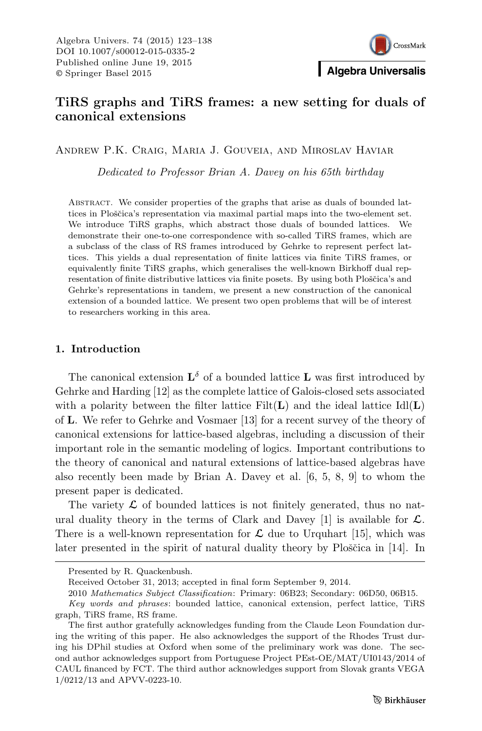# TiRS graphs and TiRS frames: a new setting for duals of canonical extensions

Andrew P.K. Craig, Maria J. Gouveia, and Miroslav Haviar

*Dedicated to Professor Brian A. Davey on his 65th birthday*

Abstract. We consider properties of the graphs that arise as duals of bounded lattices in Ploščica's representation via maximal partial maps into the two-element set. We introduce TiRS graphs, which abstract those duals of bounded lattices. We demonstrate their one-to-one correspondence with so-called TiRS frames, which are a subclass of the class of RS frames introduced by Gehrke to represent perfect lattices. This yields a dual representation of finite lattices via finite TiRS frames, or equivalently finite TiRS graphs, which generalises the well-known Birkhoff dual representation of finite distributive lattices via finite posets. By using both Ploščica's and Gehrke's representations in tandem, we present a new construction of the canonical extension of a bounded lattice. We present two open problems that will be of interest to researchers working in this area.

## 1. Introduction

The canonical extension $\mathbf{L}^{\delta}$ of a bounded lattice $\mathbf{L}$ was first introduced by Gehrke and Harding [12] as the complete lattice of Galois-closed sets associated with a polarity between the filter lattice $\mathrm{Filt}(\mathbf{L})$ and the ideal lattice $\mathrm{Idl}(\mathbf{L})$ of $\mathbf{L}$. We refer to Gehrke and Vosmaer [13] for a recent survey of the theory of canonical extensions for lattice-based algebras, including a discussion of their important role in the semantic modeling of logics. Important contributions to the theory of canonical and natural extensions of lattice-based algebras have also recently been made by Brian A. Davey et al. [6, 5, 8, 9] to whom the present paper is dedicated.

The variety $\mathcal{L}$ of bounded lattices is not finitely generated, thus no natural duality theory in the terms of Clark and Davey [1] is available for $\mathcal{L}$. There is a well-known representation for $\mathcal{L}$ due to Urquhart [15], which was later presented in the spirit of natural duality theory by Ploščica in [14]. In

---

Presented by R. Quackenbush.

Received October 31, 2013; accepted in final form September 9, 2014.

2010 *Mathematics Subject Classification*: Primary: 06B23; Secondary: 06D50, 06B15.

*Key words and phrases*: bounded lattice, canonical extension, perfect lattice, TiRS graph, TiRS frame, RS frame.

The first author gratefully acknowledges funding from the Claude Leon Foundation during the writing of this paper. He also acknowledges the support of the Rhodes Trust during his DPhil studies at Oxford when some of the preliminary work was done. The second author acknowledges support from Portuguese Project PEst-OE/MAT/UI0143/2014 of CAUL financed by FCT. The third author acknowledges support from Slovak grants VEGA 1/0212/13 and APVV-0223-10.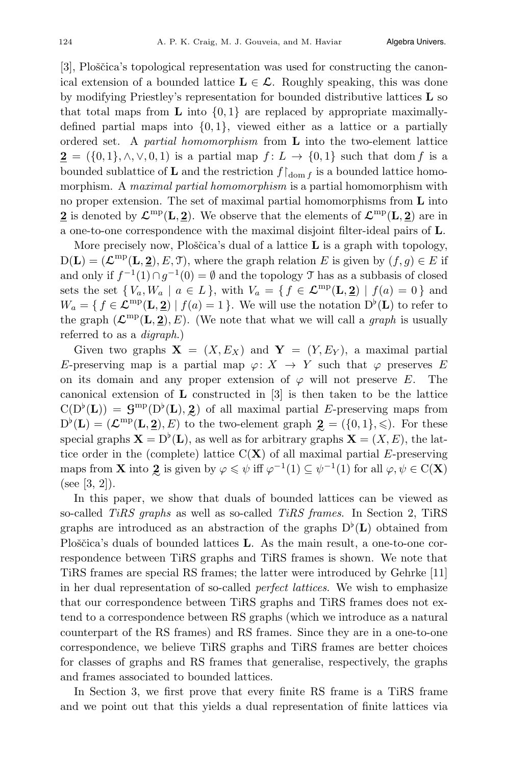[3], Ploščica's topological representation was used for constructing the canonical extension of a bounded lattice $\mathbf{L} \in \mathcal{L}$. Roughly speaking, this was done by modifying Priestley's representation for bounded distributive lattices $\mathbf{L}$ so that total maps from $\mathbf{L}$ into $\{0,1\}$ are replaced by appropriate maximally-defined partial maps into $\{0,1\}$, viewed either as a lattice or a partially ordered set. A *partial homomorphism* from $\mathbf{L}$ into the two-element lattice $\underline{\mathbf{2}} = (\{0,1\}, \wedge, \vee, 0, 1)$ is a partial map $f\colon L \to \{0,1\}$ such that $\operatorname{dom} f$ is a bounded sublattice of $\mathbf{L}$ and the restriction $f{\restriction}_{\operatorname{dom} f}$ is a bounded lattice homomorphism. A *maximal partial homomorphism* is a partial homomorphism with no proper extension. The set of maximal partial homomorphisms from $\mathbf{L}$ into $\underline{\mathbf{2}}$ is denoted by $\mathcal{L}^{\mathrm{mp}}(\mathbf{L}, \underline{\mathbf{2}})$. We observe that the elements of $\mathcal{L}^{\mathrm{mp}}(\mathbf{L}, \underline{\mathbf{2}})$ are in a one-to-one correspondence with the maximal disjoint filter-ideal pairs of $\mathbf{L}$.

More precisely now, Ploščica's dual of a lattice $\mathbf{L}$ is a graph with topology, $\mathrm{D}(\mathbf{L}) = (\mathcal{L}^{\mathrm{mp}}(\mathbf{L}, \underline{\mathbf{2}}), E, \mathcal{T})$, where the graph relation $E$ is given by $(f,g) \in E$ if and only if $f^{-1}(1) \cap g^{-1}(0) = \emptyset$ and the topology $\mathcal{T}$ has as a subbasis of closed sets the set $\{ V_a, W_a \mid a \in L \}$, with $V_a = \{ f \in \mathcal{L}^{\mathrm{mp}}(\mathbf{L}, \underline{\mathbf{2}}) \mid f(a) = 0 \}$ and $W_a = \{ f \in \mathcal{L}^{\mathrm{mp}}(\mathbf{L}, \underline{\mathbf{2}}) \mid f(a) = 1 \}$. We will use the notation $\mathrm{D}^{\flat}(\mathbf{L})$ to refer to the graph $(\mathcal{L}^{\mathrm{mp}}(\mathbf{L}, \underline{\mathbf{2}}), E)$. (We note that what we will call a *graph* is usually referred to as a *digraph*.)

Given two graphs $\mathbf{X} = (X, E_X)$ and $\mathbf{Y} = (Y, E_Y)$, a maximal partial $E$-preserving map is a partial map $\varphi\colon X \to Y$ such that $\varphi$ preserves $E$ on its domain and any proper extension of $\varphi$ will not preserve $E$. The canonical extension of $\mathbf{L}$ constructed in [3] is then taken to be the lattice $\mathrm{C}(\mathrm{D}^{\flat}(\mathbf{L})) = \mathcal{G}^{\mathrm{mp}}(\mathrm{D}^{\flat}(\mathbf{L}), \underset{\sim}{\mathbf{2}})$ of all maximal partial $E$-preserving maps from $\mathrm{D}^{\flat}(\mathbf{L}) = (\mathcal{L}^{\mathrm{mp}}(\mathbf{L}, \underline{\mathbf{2}}), E)$ to the two-element graph $\underset{\sim}{\mathbf{2}} = (\{0,1\}, \leqslant)$. For these special graphs $\mathbf{X} = \mathrm{D}^{\flat}(\mathbf{L})$, as well as for arbitrary graphs $\mathbf{X} = (X, E)$, the lattice order in the (complete) lattice $\mathrm{C}(\mathbf{X})$ of all maximal partial $E$-preserving maps from $\mathbf{X}$ into $\underset{\sim}{\mathbf{2}}$ is given by $\varphi \leqslant \psi$ iff $\varphi^{-1}(1) \subseteq \psi^{-1}(1)$ for all $\varphi, \psi \in \mathrm{C}(\mathbf{X})$ (see [3, 2]).

In this paper, we show that duals of bounded lattices can be viewed as so-called *TiRS graphs* as well as so-called *TiRS frames*. In Section 2, TiRS graphs are introduced as an abstraction of the graphs $\mathrm{D}^{\flat}(\mathbf{L})$ obtained from Ploščica's duals of bounded lattices $\mathbf{L}$. As the main result, a one-to-one correspondence between TiRS graphs and TiRS frames is shown. We note that TiRS frames are special RS frames; the latter were introduced by Gehrke [11] in her dual representation of so-called *perfect lattices*. We wish to emphasize that our correspondence between TiRS graphs and TiRS frames does not extend to a correspondence between RS graphs (which we introduce as a natural counterpart of the RS frames) and RS frames. Since they are in a one-to-one correspondence, we believe TiRS graphs and TiRS frames are better choices for classes of graphs and RS frames that generalise, respectively, the graphs and frames associated to bounded lattices.

In Section 3, we first prove that every finite RS frame is a TiRS frame and we point out that this yields a dual representation of finite lattices via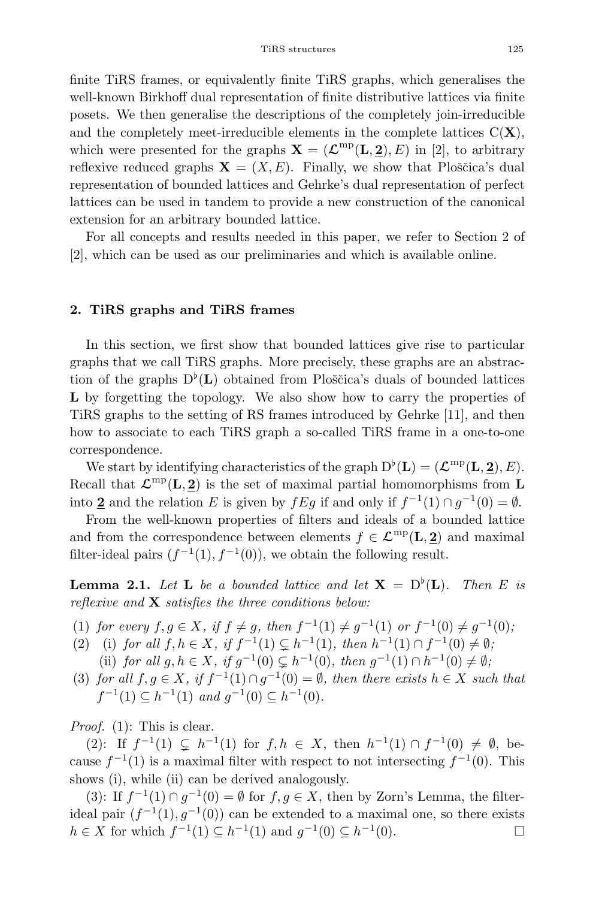finite TiRS frames, or equivalently finite TiRS graphs, which generalises the well-known Birkhoff dual representation of finite distributive lattices via finite posets. We then generalise the descriptions of the completely join-irreducible and the completely meet-irreducible elements in the complete lattices $\mathrm{C}(\mathbf{X})$, which were presented for the graphs $\mathbf{X} = (\boldsymbol{\mathcal{L}}^{\mathrm{mp}}(\mathbf{L}, \underline{\mathbf{2}}), E)$ in [2], to arbitrary reflexive reduced graphs $\mathbf{X} = (X, E)$. Finally, we show that Ploščica's dual representation of bounded lattices and Gehrke's dual representation of perfect lattices can be used in tandem to provide a new construction of the canonical extension for an arbitrary bounded lattice.

For all concepts and results needed in this paper, we refer to Section 2 of [2], which can be used as our preliminaries and which is available online.

## 2. TiRS graphs and TiRS frames

In this section, we first show that bounded lattices give rise to particular graphs that we call TiRS graphs. More precisely, these graphs are an abstraction of the graphs $\mathrm{D}^\flat(\mathbf{L})$ obtained from Ploščica's duals of bounded lattices $\mathbf{L}$ by forgetting the topology. We also show how to carry the properties of TiRS graphs to the setting of RS frames introduced by Gehrke [11], and then how to associate to each TiRS graph a so-called TiRS frame in a one-to-one correspondence.

We start by identifying characteristics of the graph $\mathrm{D}^\flat(\mathbf{L}) = (\boldsymbol{\mathcal{L}}^{\mathrm{mp}}(\mathbf{L}, \underline{\mathbf{2}}), E)$. Recall that $\boldsymbol{\mathcal{L}}^{\mathrm{mp}}(\mathbf{L}, \underline{\mathbf{2}})$ is the set of maximal partial homomorphisms from $\mathbf{L}$ into $\underline{\mathbf{2}}$ and the relation $E$ is given by $fEg$ if and only if $f^{-1}(1) \cap g^{-1}(0) = \emptyset$.

From the well-known properties of filters and ideals of a bounded lattice and from the correspondence between elements $f \in \boldsymbol{\mathcal{L}}^{\mathrm{mp}}(\mathbf{L}, \underline{\mathbf{2}})$ and maximal filter-ideal pairs $(f^{-1}(1), f^{-1}(0))$, we obtain the following result.

**Lemma 2.1.** *Let $\mathbf{L}$ be a bounded lattice and let $\mathbf{X} = \mathrm{D}^\flat(\mathbf{L})$. Then $E$ is reflexive and $\mathbf{X}$ satisfies the three conditions below:*

(1) *for every $f, g \in X$, if $f \neq g$, then $f^{-1}(1) \neq g^{-1}(1)$ or $f^{-1}(0) \neq g^{-1}(0)$;*

(2) (i) *for all $f, h \in X$, if $f^{-1}(1) \subsetneq h^{-1}(1)$, then $h^{-1}(1) \cap f^{-1}(0) \neq \emptyset$;*
  (ii) *for all $g, h \in X$, if $g^{-1}(0) \subsetneq h^{-1}(0)$, then $g^{-1}(1) \cap h^{-1}(0) \neq \emptyset$;*

(3) *for all $f, g \in X$, if $f^{-1}(1) \cap g^{-1}(0) = \emptyset$, then there exists $h \in X$ such that $f^{-1}(1) \subseteq h^{-1}(1)$ and $g^{-1}(0) \subseteq h^{-1}(0)$.*

*Proof.* (1): This is clear.

(2): If $f^{-1}(1) \subsetneq h^{-1}(1)$ for $f, h \in X$, then $h^{-1}(1) \cap f^{-1}(0) \neq \emptyset$, because $f^{-1}(1)$ is a maximal filter with respect to not intersecting $f^{-1}(0)$. This shows (i), while (ii) can be derived analogously.

(3): If $f^{-1}(1) \cap g^{-1}(0) = \emptyset$ for $f, g \in X$, then by Zorn's Lemma, the filter-ideal pair $(f^{-1}(1), g^{-1}(0))$ can be extended to a maximal one, so there exists $h \in X$ for which $f^{-1}(1) \subseteq h^{-1}(1)$ and $g^{-1}(0) \subseteq h^{-1}(0)$. □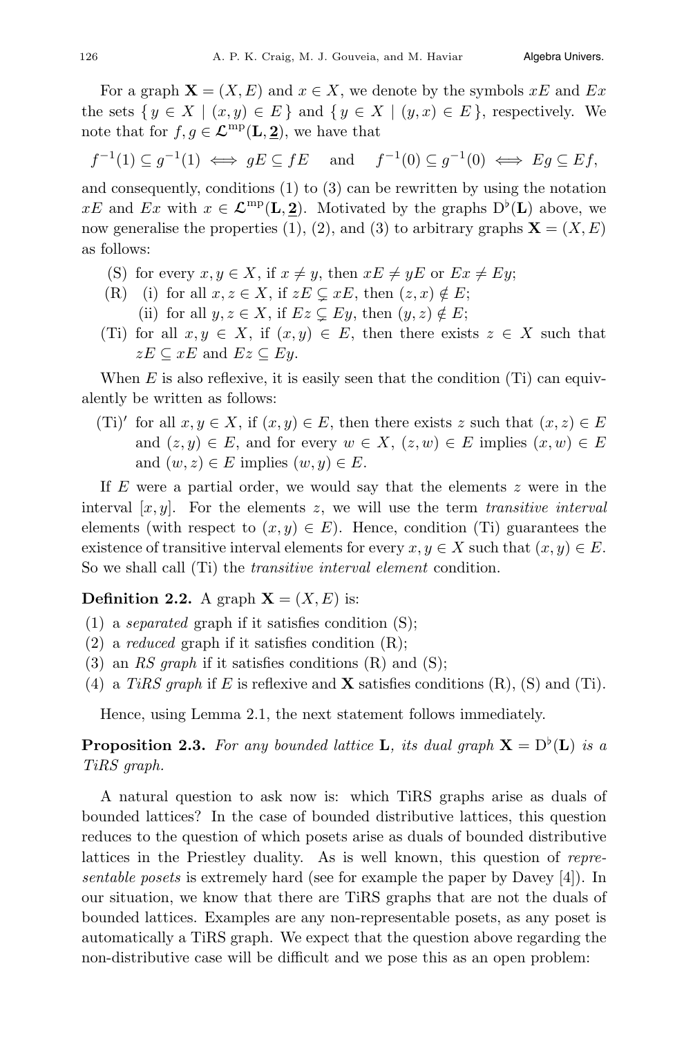For a graph $\mathbf{X} = (X, E)$ and $x \in X$, we denote by the symbols $xE$ and $Ex$ the sets $\{ y \in X \mid (x, y) \in E \}$ and $\{ y \in X \mid (y, x) \in E \}$, respectively. We note that for $f, g \in \mathcal{L}^{\mathrm{mp}}(\mathbf{L}, \underline{\mathbf{2}})$, we have that

$$f^{-1}(1) \subseteq g^{-1}(1) \iff gE \subseteq fE \quad \text{and} \quad f^{-1}(0) \subseteq g^{-1}(0) \iff Eg \subseteq Ef,$$

and consequently, conditions (1) to (3) can be rewritten by using the notation $xE$ and $Ex$ with $x \in \mathcal{L}^{\mathrm{mp}}(\mathbf{L}, \underline{\mathbf{2}})$. Motivated by the graphs $\mathrm{D}^{\flat}(\mathbf{L})$ above, we now generalise the properties (1), (2), and (3) to arbitrary graphs $\mathbf{X} = (X, E)$ as follows:

- (S) for every $x, y \in X$, if $x \neq y$, then $xE \neq yE$ or $Ex \neq Ey$;
- (R) (i) for all $x, z \in X$, if $zE \subsetneq xE$, then $(z, x) \notin E$;
  - (ii) for all $y, z \in X$, if $Ez \subsetneq Ey$, then $(y, z) \notin E$;
- (Ti) for all $x, y \in X$, if $(x, y) \in E$, then there exists $z \in X$ such that $zE \subseteq xE$ and $Ez \subseteq Ey$.

When $E$ is also reflexive, it is easily seen that the condition (Ti) can equivalently be written as follows:

- (Ti)′ for all $x, y \in X$, if $(x, y) \in E$, then there exists $z$ such that $(x, z) \in E$ and $(z, y) \in E$, and for every $w \in X$, $(z, w) \in E$ implies $(x, w) \in E$ and $(w, z) \in E$ implies $(w, y) \in E$.

If $E$ were a partial order, we would say that the elements $z$ were in the interval $[x, y]$. For the elements $z$, we will use the term *transitive interval* elements (with respect to $(x, y) \in E$). Hence, condition (Ti) guarantees the existence of transitive interval elements for every $x, y \in X$ such that $(x, y) \in E$. So we shall call (Ti) the *transitive interval element* condition.

**Definition 2.2.** A graph $\mathbf{X} = (X, E)$ is:

1. a *separated* graph if it satisfies condition (S);
2. a *reduced* graph if it satisfies condition (R);
3. an *RS graph* if it satisfies conditions (R) and (S);
4. a *TiRS graph* if $E$ is reflexive and $\mathbf{X}$ satisfies conditions (R), (S) and (Ti).

Hence, using Lemma 2.1, the next statement follows immediately.

**Proposition 2.3.** *For any bounded lattice $\mathbf{L}$, its dual graph $\mathbf{X} = \mathrm{D}^{\flat}(\mathbf{L})$ is a TiRS graph.*

A natural question to ask now is: which TiRS graphs arise as duals of bounded lattices? In the case of bounded distributive lattices, this question reduces to the question of which posets arise as duals of bounded distributive lattices in the Priestley duality. As is well known, this question of *representable posets* is extremely hard (see for example the paper by Davey [4]). In our situation, we know that there are TiRS graphs that are not the duals of bounded lattices. Examples are any non-representable posets, as any poset is automatically a TiRS graph. We expect that the question above regarding the non-distributive case will be difficult and we pose this as an open problem: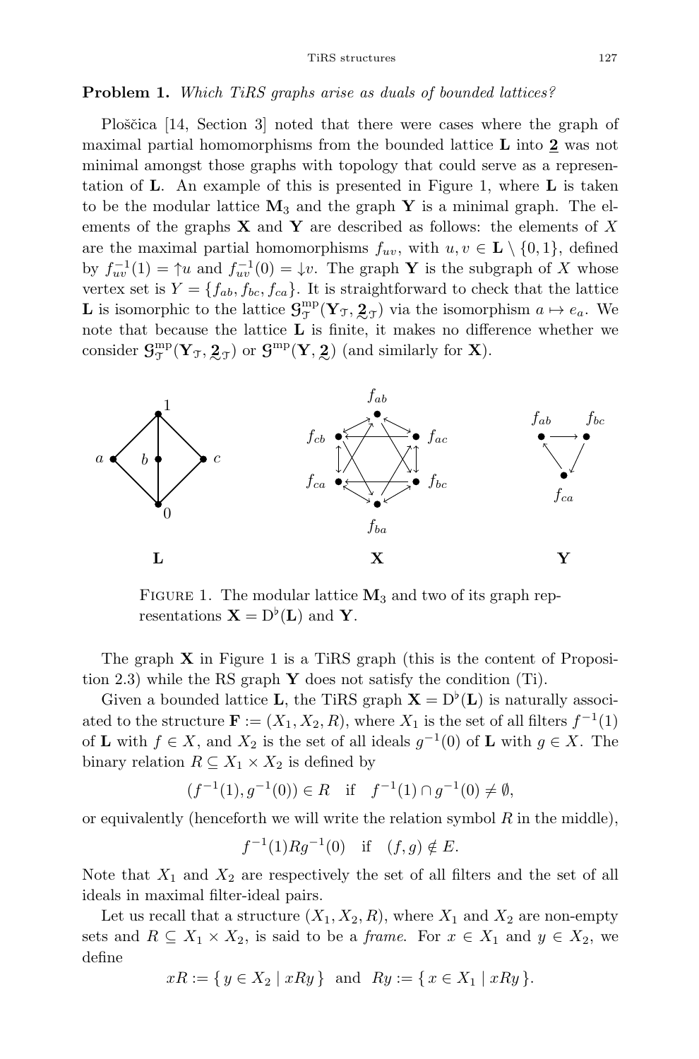**Problem 1.** *Which TiRS graphs arise as duals of bounded lattices?*

Ploščica [14, Section 3] noted that there were cases where the graph of maximal partial homomorphisms from the bounded lattice $\mathbf{L}$ into $\underline{\mathbf{2}}$ was not minimal amongst those graphs with topology that could serve as a representation of $\mathbf{L}$. An example of this is presented in Figure 1, where $\mathbf{L}$ is taken to be the modular lattice $\mathbf{M}_3$ and the graph $\mathbf{Y}$ is a minimal graph. The elements of the graphs $\mathbf{X}$ and $\mathbf{Y}$ are described as follows: the elements of $X$ are the maximal partial homomorphisms $f_{uv}$, with $u, v \in \mathbf{L} \setminus \{0, 1\}$, defined by $f_{uv}^{-1}(1) = {\uparrow}u$ and $f_{uv}^{-1}(0) = {\downarrow}v$. The graph $\mathbf{Y}$ is the subgraph of $X$ whose vertex set is $Y = \{f_{ab}, f_{bc}, f_{ca}\}$. It is straightforward to check that the lattice $\mathbf{L}$ is isomorphic to the lattice $\mathcal{G}^{\mathrm{mp}}_{\mathcal{T}}(\mathbf{Y}_{\mathcal{T}}, \underset{\sim}{\mathbf{2}}_{\mathcal{T}})$ via the isomorphism $a \mapsto e_a$. We note that because the lattice $\mathbf{L}$ is finite, it makes no difference whether we consider $\mathcal{G}^{\mathrm{mp}}_{\mathcal{T}}(\mathbf{Y}_{\mathcal{T}}, \underset{\sim}{\mathbf{2}}_{\mathcal{T}})$ or $\mathcal{G}^{\mathrm{mp}}(\mathbf{Y}, \underset{\sim}{\mathbf{2}})$ (and similarly for $\mathbf{X}$).

FIGURE 1. The modular lattice $\mathbf{M}_3$ and two of its graph representations $\mathbf{X} = \mathrm{D}^{\flat}(\mathbf{L})$ and $\mathbf{Y}$.

The graph $\mathbf{X}$ in Figure 1 is a TiRS graph (this is the content of Proposition 2.3) while the RS graph $\mathbf{Y}$ does not satisfy the condition (Ti).

Given a bounded lattice $\mathbf{L}$, the TiRS graph $\mathbf{X} = \mathrm{D}^{\flat}(\mathbf{L})$ is naturally associated to the structure $\mathbf{F} := (X_1, X_2, R)$, where $X_1$ is the set of all filters $f^{-1}(1)$ of $\mathbf{L}$ with $f \in X$, and $X_2$ is the set of all ideals $g^{-1}(0)$ of $\mathbf{L}$ with $g \in X$. The binary relation $R \subseteq X_1 \times X_2$ is defined by

$$(f^{-1}(1), g^{-1}(0)) \in R \quad \text{if} \quad f^{-1}(1) \cap g^{-1}(0) \neq \emptyset,$$

or equivalently (henceforth we will write the relation symbol $R$ in the middle),

$$f^{-1}(1) R g^{-1}(0) \quad \text{if} \quad (f, g) \notin E.$$

Note that $X_1$ and $X_2$ are respectively the set of all filters and the set of all ideals in maximal filter-ideal pairs.

Let us recall that a structure $(X_1, X_2, R)$, where $X_1$ and $X_2$ are non-empty sets and $R \subseteq X_1 \times X_2$, is said to be a *frame*. For $x \in X_1$ and $y \in X_2$, we define

$$xR := \{\, y \in X_2 \mid xRy \,\} \quad \text{and} \quad Ry := \{\, x \in X_1 \mid xRy \,\}.$$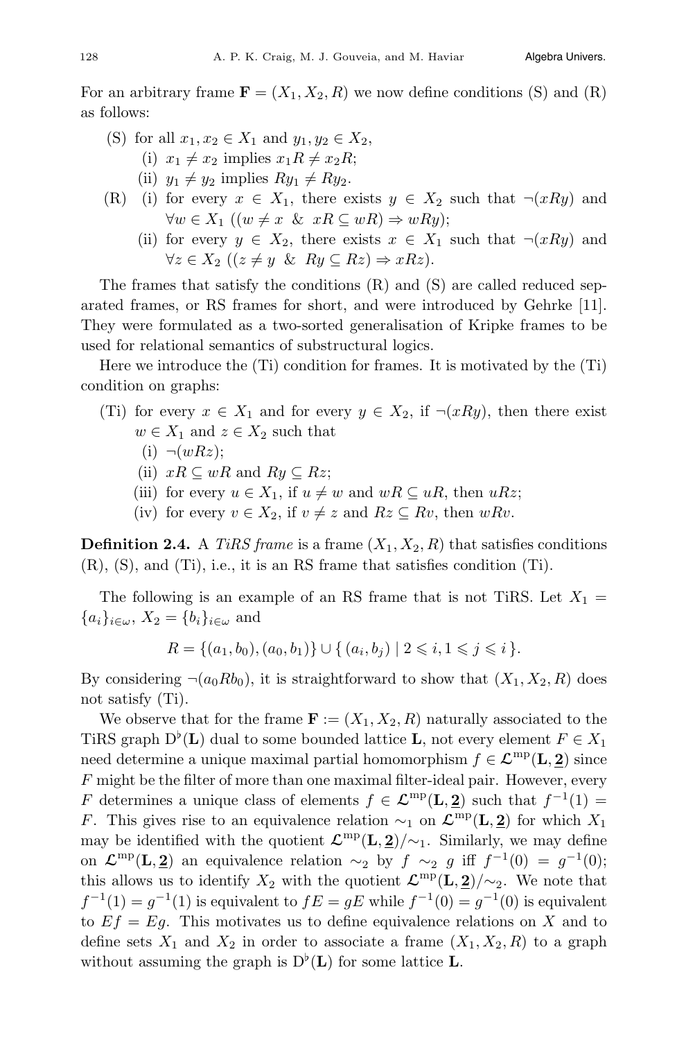For an arbitrary frame $\mathbf{F} = (X_1, X_2, R)$ we now define conditions (S) and (R) as follows:

- (S) for all $x_1, x_2 \in X_1$ and $y_1, y_2 \in X_2$,
  - (i) $x_1 \neq x_2$ implies $x_1 R \neq x_2 R$;
  - (ii) $y_1 \neq y_2$ implies $Ry_1 \neq Ry_2$.
- (R) (i) for every $x \in X_1$, there exists $y \in X_2$ such that $\neg(xRy)$ and $\forall w \in X_1\ ((w \neq x\ \&\ xR \subseteq wR) \Rightarrow wRy)$;
  - (ii) for every $y \in X_2$, there exists $x \in X_1$ such that $\neg(xRy)$ and $\forall z \in X_2\ ((z \neq y\ \&\ Ry \subseteq Rz) \Rightarrow xRz)$.

The frames that satisfy the conditions (R) and (S) are called reduced separated frames, or RS frames for short, and were introduced by Gehrke [11]. They were formulated as a two-sorted generalisation of Kripke frames to be used for relational semantics of substructural logics.

Here we introduce the (Ti) condition for frames. It is motivated by the (Ti) condition on graphs:

- (Ti) for every $x \in X_1$ and for every $y \in X_2$, if $\neg(xRy)$, then there exist $w \in X_1$ and $z \in X_2$ such that
  - (i) $\neg(wRz)$;
  - (ii) $xR \subseteq wR$ and $Ry \subseteq Rz$;
  - (iii) for every $u \in X_1$, if $u \neq w$ and $wR \subseteq uR$, then $uRz$;
  - (iv) for every $v \in X_2$, if $v \neq z$ and $Rz \subseteq Rv$, then $wRv$.

**Definition 2.4.** A *TiRS frame* is a frame $(X_1, X_2, R)$ that satisfies conditions (R), (S), and (Ti), i.e., it is an RS frame that satisfies condition (Ti).

The following is an example of an RS frame that is not TiRS. Let $X_1 = \{a_i\}_{i\in\omega}$, $X_2 = \{b_i\}_{i\in\omega}$ and

$$R = \{(a_1, b_0), (a_0, b_1)\} \cup \{\, (a_i, b_j) \mid 2 \leqslant i, 1 \leqslant j \leqslant i \,\}.$$

By considering $\neg(a_0 R b_0)$, it is straightforward to show that $(X_1, X_2, R)$ does not satisfy (Ti).

We observe that for the frame $\mathbf{F} := (X_1, X_2, R)$ naturally associated to the TiRS graph $\mathrm{D}^\flat(\mathbf{L})$ dual to some bounded lattice $\mathbf{L}$, not every element $F \in X_1$ need determine a unique maximal partial homomorphism $f \in \mathcal{L}^{\mathrm{mp}}(\mathbf{L}, \underline{\mathbf{2}})$ since $F$ might be the filter of more than one maximal filter-ideal pair. However, every $F$ determines a unique class of elements $f \in \mathcal{L}^{\mathrm{mp}}(\mathbf{L}, \underline{\mathbf{2}})$ such that $f^{-1}(1) = F$. This gives rise to an equivalence relation $\sim_1$ on $\mathcal{L}^{\mathrm{mp}}(\mathbf{L}, \underline{\mathbf{2}})$ for which $X_1$ may be identified with the quotient $\mathcal{L}^{\mathrm{mp}}(\mathbf{L}, \underline{\mathbf{2}})/{\sim_1}$. Similarly, we may define on $\mathcal{L}^{\mathrm{mp}}(\mathbf{L}, \underline{\mathbf{2}})$ an equivalence relation $\sim_2$ by $f \sim_2 g$ iff $f^{-1}(0) = g^{-1}(0)$; this allows us to identify $X_2$ with the quotient $\mathcal{L}^{\mathrm{mp}}(\mathbf{L}, \underline{\mathbf{2}})/{\sim_2}$. We note that $f^{-1}(1) = g^{-1}(1)$ is equivalent to $fE = gE$ while $f^{-1}(0) = g^{-1}(0)$ is equivalent to $Ef = Eg$. This motivates us to define equivalence relations on $X$ and to define sets $X_1$ and $X_2$ in order to associate a frame $(X_1, X_2, R)$ to a graph without assuming the graph is $\mathrm{D}^\flat(\mathbf{L})$ for some lattice $\mathbf{L}$.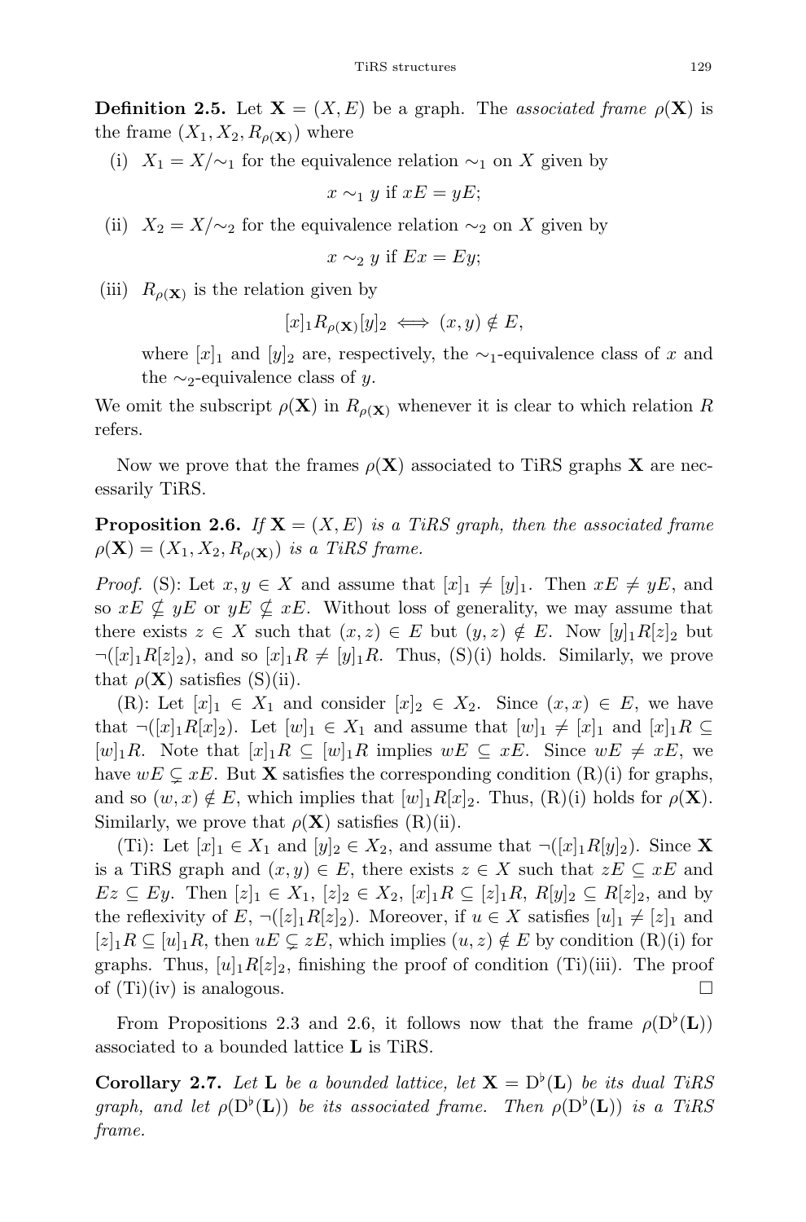**Definition 2.5.** Let $\mathbf{X} = (X, E)$ be a graph. The *associated frame* $\rho(\mathbf{X})$ is the frame $(X_1, X_2, R_{\rho(\mathbf{X})})$ where

(i) $X_1 = X/{\sim_1}$ for the equivalence relation $\sim_1$ on $X$ given by

$$x \sim_1 y \text{ if } xE = yE;$$

(ii) $X_2 = X/{\sim_2}$ for the equivalence relation $\sim_2$ on $X$ given by

$$x \sim_2 y \text{ if } Ex = Ey;$$

(iii) $R_{\rho(\mathbf{X})}$ is the relation given by

$$[x]_1 R_{\rho(\mathbf{X})} [y]_2 \iff (x, y) \notin E,$$

where $[x]_1$ and $[y]_2$ are, respectively, the $\sim_1$-equivalence class of $x$ and the $\sim_2$-equivalence class of $y$.

We omit the subscript $\rho(\mathbf{X})$ in $R_{\rho(\mathbf{X})}$ whenever it is clear to which relation $R$ refers.

Now we prove that the frames $\rho(\mathbf{X})$ associated to TiRS graphs $\mathbf{X}$ are necessarily TiRS.

**Proposition 2.6.** *If $\mathbf{X} = (X, E)$ is a TiRS graph, then the associated frame $\rho(\mathbf{X}) = (X_1, X_2, R_{\rho(\mathbf{X})})$ is a TiRS frame.*

*Proof.* (S): Let $x, y \in X$ and assume that $[x]_1 \neq [y]_1$. Then $xE \neq yE$, and so $xE \nsubseteq yE$ or $yE \nsubseteq xE$. Without loss of generality, we may assume that there exists $z \in X$ such that $(x, z) \in E$ but $(y, z) \notin E$. Now $[y]_1 R [z]_2$ but $\neg([x]_1 R [z]_2)$, and so $[x]_1 R \neq [y]_1 R$. Thus, (S)(i) holds. Similarly, we prove that $\rho(\mathbf{X})$ satisfies (S)(ii).

(R): Let $[x]_1 \in X_1$ and consider $[x]_2 \in X_2$. Since $(x, x) \in E$, we have that $\neg([x]_1 R [x]_2)$. Let $[w]_1 \in X_1$ and assume that $[w]_1 \neq [x]_1$ and $[x]_1 R \subseteq [w]_1 R$. Note that $[x]_1 R \subseteq [w]_1 R$ implies $wE \subseteq xE$. Since $wE \neq xE$, we have $wE \subsetneq xE$. But $\mathbf{X}$ satisfies the corresponding condition (R)(i) for graphs, and so $(w, x) \notin E$, which implies that $[w]_1 R [x]_2$. Thus, (R)(i) holds for $\rho(\mathbf{X})$. Similarly, we prove that $\rho(\mathbf{X})$ satisfies (R)(ii).

(Ti): Let $[x]_1 \in X_1$ and $[y]_2 \in X_2$, and assume that $\neg([x]_1 R [y]_2)$. Since $\mathbf{X}$ is a TiRS graph and $(x, y) \in E$, there exists $z \in X$ such that $zE \subseteq xE$ and $Ez \subseteq Ey$. Then $[z]_1 \in X_1$, $[z]_2 \in X_2$, $[x]_1 R \subseteq [z]_1 R$, $R[y]_2 \subseteq R[z]_2$, and by the reflexivity of $E$, $\neg([z]_1 R [z]_2)$. Moreover, if $u \in X$ satisfies $[u]_1 \neq [z]_1$ and $[z]_1 R \subseteq [u]_1 R$, then $uE \subsetneq zE$, which implies $(u, z) \notin E$ by condition (R)(i) for graphs. Thus, $[u]_1 R [z]_2$, finishing the proof of condition (Ti)(iii). The proof of (Ti)(iv) is analogous. □

From Propositions 2.3 and 2.6, it follows now that the frame $\rho(\mathrm{D}^\flat(\mathbf{L}))$ associated to a bounded lattice $\mathbf{L}$ is TiRS.

**Corollary 2.7.** *Let $\mathbf{L}$ be a bounded lattice, let $\mathbf{X} = \mathrm{D}^\flat(\mathbf{L})$ be its dual TiRS graph, and let $\rho(\mathrm{D}^\flat(\mathbf{L}))$ be its associated frame. Then $\rho(\mathrm{D}^\flat(\mathbf{L}))$ is a TiRS frame.*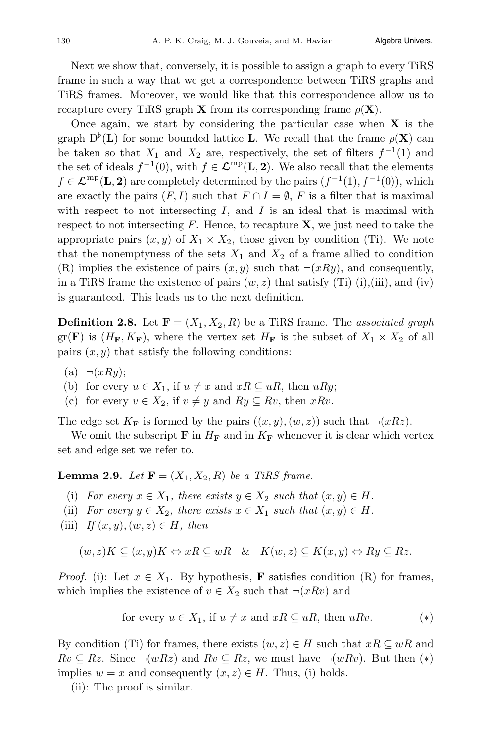Next we show that, conversely, it is possible to assign a graph to every TiRS frame in such a way that we get a correspondence between TiRS graphs and TiRS frames. Moreover, we would like that this correspondence allow us to recapture every TiRS graph $\mathbf{X}$ from its corresponding frame $\rho(\mathbf{X})$.

Once again, we start by considering the particular case when $\mathbf{X}$ is the graph $\mathrm{D}^\flat(\mathbf{L})$ for some bounded lattice $\mathbf{L}$. We recall that the frame $\rho(\mathbf{X})$ can be taken so that $X_1$ and $X_2$ are, respectively, the set of filters $f^{-1}(1)$ and the set of ideals $f^{-1}(0)$, with $f \in \mathcal{L}^{\mathrm{mp}}(\mathbf{L}, \underline{\mathbf{2}})$. We also recall that the elements $f \in \mathcal{L}^{\mathrm{mp}}(\mathbf{L}, \underline{\mathbf{2}})$ are completely determined by the pairs $(f^{-1}(1), f^{-1}(0))$, which are exactly the pairs $(F, I)$ such that $F \cap I = \emptyset$, $F$ is a filter that is maximal with respect to not intersecting $I$, and $I$ is an ideal that is maximal with respect to not intersecting $F$. Hence, to recapture $\mathbf{X}$, we just need to take the appropriate pairs $(x, y)$ of $X_1 \times X_2$, those given by condition (Ti). We note that the nonemptyness of the sets $X_1$ and $X_2$ of a frame allied to condition (R) implies the existence of pairs $(x, y)$ such that $\neg(xRy)$, and consequently, in a TiRS frame the existence of pairs $(w, z)$ that satisfy (Ti) (i),(iii), and (iv) is guaranteed. This leads us to the next definition.

**Definition 2.8.** Let $\mathbf{F} = (X_1, X_2, R)$ be a TiRS frame. The *associated graph* $\mathrm{gr}(\mathbf{F})$ is $(H_{\mathbf{F}}, K_{\mathbf{F}})$, where the vertex set $H_{\mathbf{F}}$ is the subset of $X_1 \times X_2$ of all pairs $(x, y)$ that satisfy the following conditions:

(a) $\neg(xRy)$;
(b) for every $u \in X_1$, if $u \neq x$ and $xR \subseteq uR$, then $uRy$;
(c) for every $v \in X_2$, if $v \neq y$ and $Ry \subseteq Rv$, then $xRv$.

The edge set $K_{\mathbf{F}}$ is formed by the pairs $((x, y), (w, z))$ such that $\neg(xRz)$.

We omit the subscript $\mathbf{F}$ in $H_{\mathbf{F}}$ and in $K_{\mathbf{F}}$ whenever it is clear which vertex set and edge set we refer to.

**Lemma 2.9.** *Let $\mathbf{F} = (X_1, X_2, R)$ be a TiRS frame.*

(i) *For every $x \in X_1$, there exists $y \in X_2$ such that $(x, y) \in H$.*
(ii) *For every $y \in X_2$, there exists $x \in X_1$ such that $(x, y) \in H$.*
(iii) *If $(x, y), (w, z) \in H$, then*

$$(w, z)K \subseteq (x, y)K \Leftrightarrow xR \subseteq wR \quad \& \quad K(w, z) \subseteq K(x, y) \Leftrightarrow Ry \subseteq Rz.$$

*Proof.* (i): Let $x \in X_1$. By hypothesis, $\mathbf{F}$ satisfies condition (R) for frames, which implies the existence of $v \in X_2$ such that $\neg(xRv)$ and

$$\text{for every } u \in X_1, \text{ if } u \neq x \text{ and } xR \subseteq uR, \text{ then } uRv. \qquad (*)$$

By condition (Ti) for frames, there exists $(w, z) \in H$ such that $xR \subseteq wR$ and $Rv \subseteq Rz$. Since $\neg(wRz)$ and $Rv \subseteq Rz$, we must have $\neg(wRv)$. But then $(*)$ implies $w = x$ and consequently $(x, z) \in H$. Thus, (i) holds.

(ii): The proof is similar.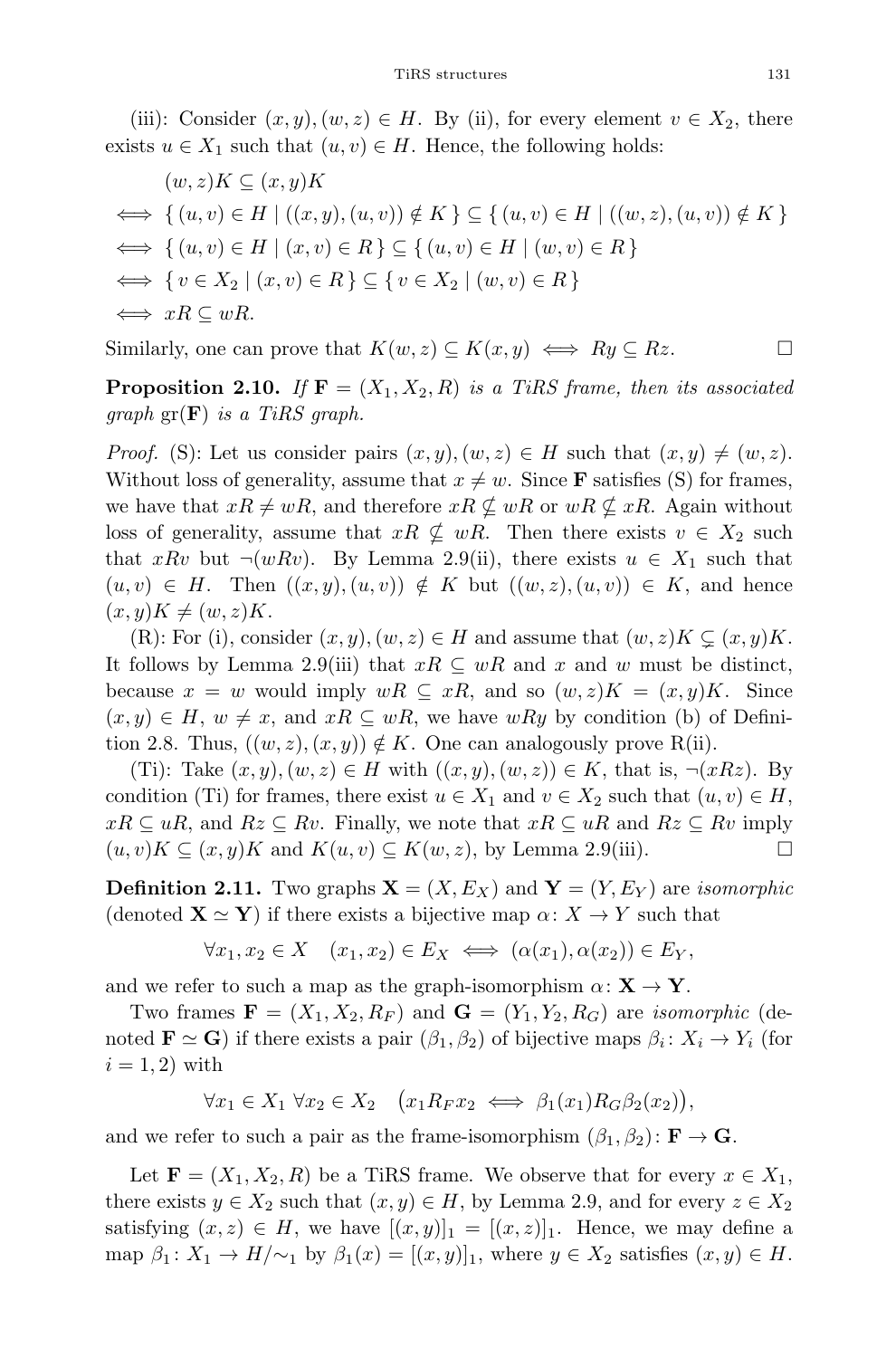(iii): Consider $(x, y), (w, z) \in H$. By (ii), for every element $v \in X_2$, there exists $u \in X_1$ such that $(u, v) \in H$. Hence, the following holds:

$$
\begin{aligned}
& (w,z)K \subseteq (x,y)K \\
\iff & \{ (u,v) \in H \mid ((x,y),(u,v)) \notin K \} \subseteq \{ (u,v) \in H \mid ((w,z),(u,v)) \notin K \} \\
\iff & \{ (u,v) \in H \mid (x,v) \in R \} \subseteq \{ (u,v) \in H \mid (w,v) \in R \} \\
\iff & \{ v \in X_2 \mid (x,v) \in R \} \subseteq \{ v \in X_2 \mid (w,v) \in R \} \\
\iff & xR \subseteq wR.
\end{aligned}
$$

Similarly, one can prove that $K(w, z) \subseteq K(x, y) \iff Ry \subseteq Rz$. □

**Proposition 2.10.** *If $\mathbf{F} = (X_1, X_2, R)$ is a TiRS frame, then its associated graph $\mathrm{gr}(\mathbf{F})$ is a TiRS graph.*

*Proof.* (S): Let us consider pairs $(x, y), (w, z) \in H$ such that $(x, y) \neq (w, z)$. Without loss of generality, assume that $x \neq w$. Since $\mathbf{F}$ satisfies (S) for frames, we have that $xR \neq wR$, and therefore $xR \nsubseteq wR$ or $wR \nsubseteq xR$. Again without loss of generality, assume that $xR \nsubseteq wR$. Then there exists $v \in X_2$ such that $xRv$ but $\neg(wRv)$. By Lemma 2.9(ii), there exists $u \in X_1$ such that $(u, v) \in H$. Then $((x, y), (u, v)) \notin K$ but $((w, z), (u, v)) \in K$, and hence $(x, y)K \neq (w, z)K$.

(R): For (i), consider $(x, y), (w, z) \in H$ and assume that $(w, z)K \subsetneq (x, y)K$. It follows by Lemma 2.9(iii) that $xR \subseteq wR$ and $x$ and $w$ must be distinct, because $x = w$ would imply $wR \subseteq xR$, and so $(w, z)K = (x, y)K$. Since $(x, y) \in H$, $w \neq x$, and $xR \subseteq wR$, we have $wRy$ by condition (b) of Definition 2.8. Thus, $((w, z), (x, y)) \notin K$. One can analogously prove R(ii).

(Ti): Take $(x, y), (w, z) \in H$ with $((x, y), (w, z)) \in K$, that is, $\neg(xRz)$. By condition (Ti) for frames, there exist $u \in X_1$ and $v \in X_2$ such that $(u, v) \in H$, $xR \subseteq uR$, and $Rz \subseteq Rv$. Finally, we note that $xR \subseteq uR$ and $Rz \subseteq Rv$ imply $(u, v)K \subseteq (x, y)K$ and $K(u, v) \subseteq K(w, z)$, by Lemma 2.9(iii). □

**Definition 2.11.** Two graphs $\mathbf{X} = (X, E_X)$ and $\mathbf{Y} = (Y, E_Y)$ are *isomorphic* (denoted $\mathbf{X} \simeq \mathbf{Y}$) if there exists a bijective map $\alpha \colon X \to Y$ such that

$$\forall x_1, x_2 \in X \quad (x_1, x_2) \in E_X \iff (\alpha(x_1), \alpha(x_2)) \in E_Y,$$

and we refer to such a map as the graph-isomorphism $\alpha \colon \mathbf{X} \to \mathbf{Y}$.

Two frames $\mathbf{F} = (X_1, X_2, R_F)$ and $\mathbf{G} = (Y_1, Y_2, R_G)$ are *isomorphic* (denoted $\mathbf{F} \simeq \mathbf{G}$) if there exists a pair $(\beta_1, \beta_2)$ of bijective maps $\beta_i \colon X_i \to Y_i$ (for $i = 1, 2$) with

$$\forall x_1 \in X_1 \ \forall x_2 \in X_2 \quad \big(x_1 R_F x_2 \iff \beta_1(x_1) R_G \beta_2(x_2)\big),$$

and we refer to such a pair as the frame-isomorphism $(\beta_1, \beta_2) \colon \mathbf{F} \to \mathbf{G}$.

Let $\mathbf{F} = (X_1, X_2, R)$ be a TiRS frame. We observe that for every $x \in X_1$, there exists $y \in X_2$ such that $(x, y) \in H$, by Lemma 2.9, and for every $z \in X_2$ satisfying $(x, z) \in H$, we have $[(x, y)]_1 = [(x, z)]_1$. Hence, we may define a map $\beta_1 \colon X_1 \to H/{\sim_1}$ by $\beta_1(x) = [(x, y)]_1$, where $y \in X_2$ satisfies $(x, y) \in H$.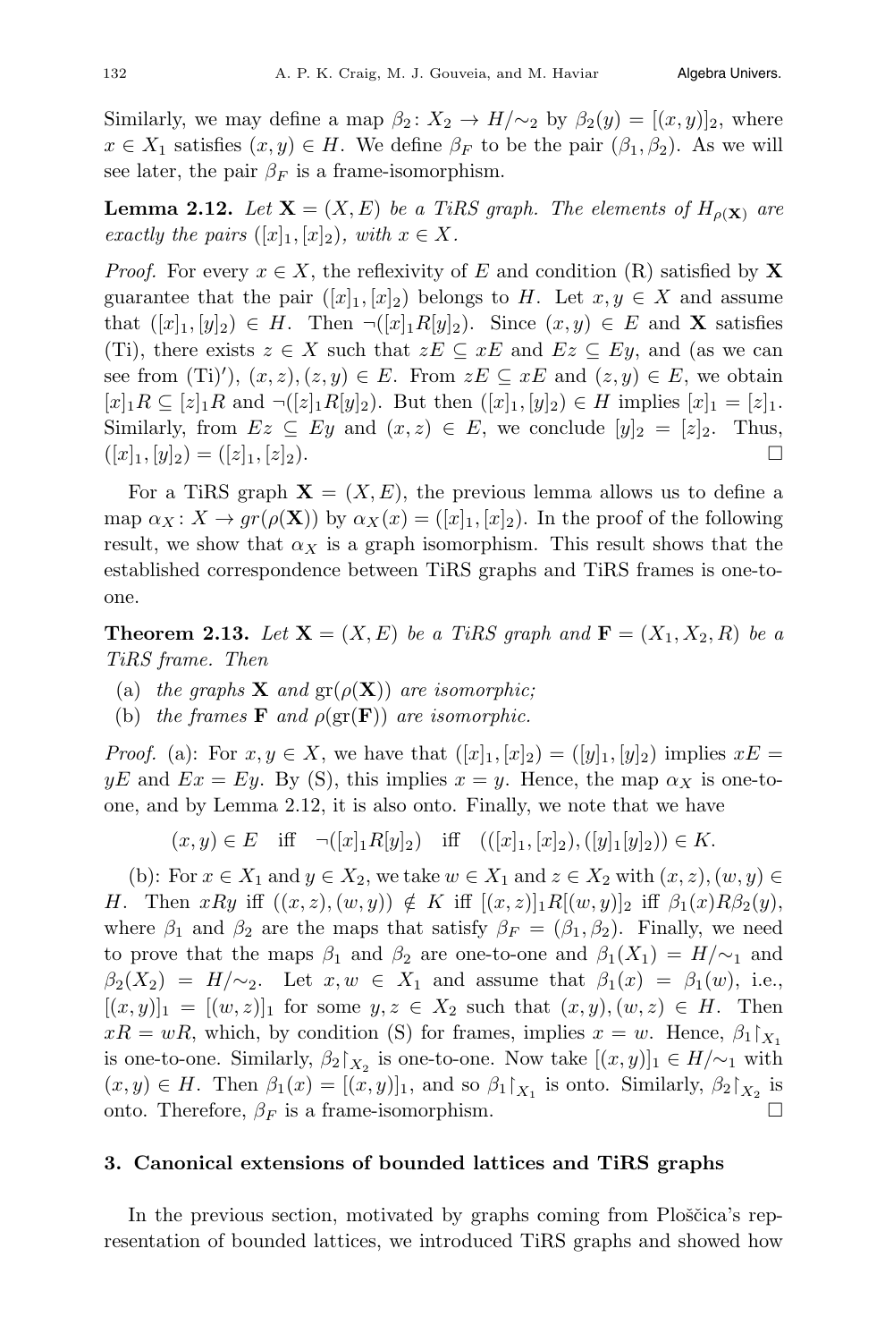Similarly, we may define a map $\beta_2 \colon X_2 \to H/{\sim_2}$ by $\beta_2(y) = [(x,y)]_2$, where $x \in X_1$ satisfies $(x,y) \in H$. We define $\beta_F$ to be the pair $(\beta_1, \beta_2)$. As we will see later, the pair $\beta_F$ is a frame-isomorphism.

**Lemma 2.12.** *Let $\mathbf{X} = (X, E)$ be a TiRS graph. The elements of $H_{\rho(\mathbf{X})}$ are exactly the pairs $([x]_1, [x]_2)$, with $x \in X$.*

*Proof.* For every $x \in X$, the reflexivity of $E$ and condition (R) satisfied by $\mathbf{X}$ guarantee that the pair $([x]_1, [x]_2)$ belongs to $H$. Let $x, y \in X$ and assume that $([x]_1, [y]_2) \in H$. Then $\neg([x]_1 R [y]_2)$. Since $(x,y) \in E$ and $\mathbf{X}$ satisfies (Ti), there exists $z \in X$ such that $zE \subseteq xE$ and $Ez \subseteq Ey$, and (as we can see from (Ti)′), $(x,z), (z,y) \in E$. From $zE \subseteq xE$ and $(z,y) \in E$, we obtain $[x]_1 R \subseteq [z]_1 R$ and $\neg([z]_1 R [y]_2)$. But then $([x]_1, [y]_2) \in H$ implies $[x]_1 = [z]_1$. Similarly, from $Ez \subseteq Ey$ and $(x,z) \in E$, we conclude $[y]_2 = [z]_2$. Thus, $([x]_1, [y]_2) = ([z]_1, [z]_2)$. □

For a TiRS graph $\mathbf{X} = (X, E)$, the previous lemma allows us to define a map $\alpha_X \colon X \to gr(\rho(\mathbf{X}))$ by $\alpha_X(x) = ([x]_1, [x]_2)$. In the proof of the following result, we show that $\alpha_X$ is a graph isomorphism. This result shows that the established correspondence between TiRS graphs and TiRS frames is one-to-one.

**Theorem 2.13.** *Let $\mathbf{X} = (X, E)$ be a TiRS graph and $\mathbf{F} = (X_1, X_2, R)$ be a TiRS frame. Then*

(a) *the graphs $\mathbf{X}$ and $\mathrm{gr}(\rho(\mathbf{X}))$ are isomorphic;*

(b) *the frames $\mathbf{F}$ and $\rho(\mathrm{gr}(\mathbf{F}))$ are isomorphic.*

*Proof.* (a): For $x, y \in X$, we have that $([x]_1, [x]_2) = ([y]_1, [y]_2)$ implies $xE = yE$ and $Ex = Ey$. By (S), this implies $x = y$. Hence, the map $\alpha_X$ is one-to-one, and by Lemma 2.12, it is also onto. Finally, we note that we have

$$(x,y) \in E \quad \text{iff} \quad \neg([x]_1 R [y]_2) \quad \text{iff} \quad (([x]_1, [x]_2), ([y]_1 [y]_2)) \in K.$$

(b): For $x \in X_1$ and $y \in X_2$, we take $w \in X_1$ and $z \in X_2$ with $(x,z), (w,y) \in H$. Then $xRy$ iff $((x,z),(w,y)) \notin K$ iff $[(x,z)]_1 R [(w,y)]_2$ iff $\beta_1(x) R \beta_2(y)$, where $\beta_1$ and $\beta_2$ are the maps that satisfy $\beta_F = (\beta_1, \beta_2)$. Finally, we need to prove that the maps $\beta_1$ and $\beta_2$ are one-to-one and $\beta_1(X_1) = H/{\sim_1}$ and $\beta_2(X_2) = H/{\sim_2}$. Let $x, w \in X_1$ and assume that $\beta_1(x) = \beta_1(w)$, i.e., $[(x,y)]_1 = [(w,z)]_1$ for some $y, z \in X_2$ such that $(x,y), (w,z) \in H$. Then $xR = wR$, which, by condition (S) for frames, implies $x = w$. Hence, $\beta_1\restriction_{X_1}$ is one-to-one. Similarly, $\beta_2\restriction_{X_2}$ is one-to-one. Now take $[(x,y)]_1 \in H/{\sim_1}$ with $(x,y) \in H$. Then $\beta_1(x) = [(x,y)]_1$, and so $\beta_1\restriction_{X_1}$ is onto. Similarly, $\beta_2\restriction_{X_2}$ is onto. Therefore, $\beta_F$ is a frame-isomorphism. □

## 3. Canonical extensions of bounded lattices and TiRS graphs

In the previous section, motivated by graphs coming from Ploščica's representation of bounded lattices, we introduced TiRS graphs and showed how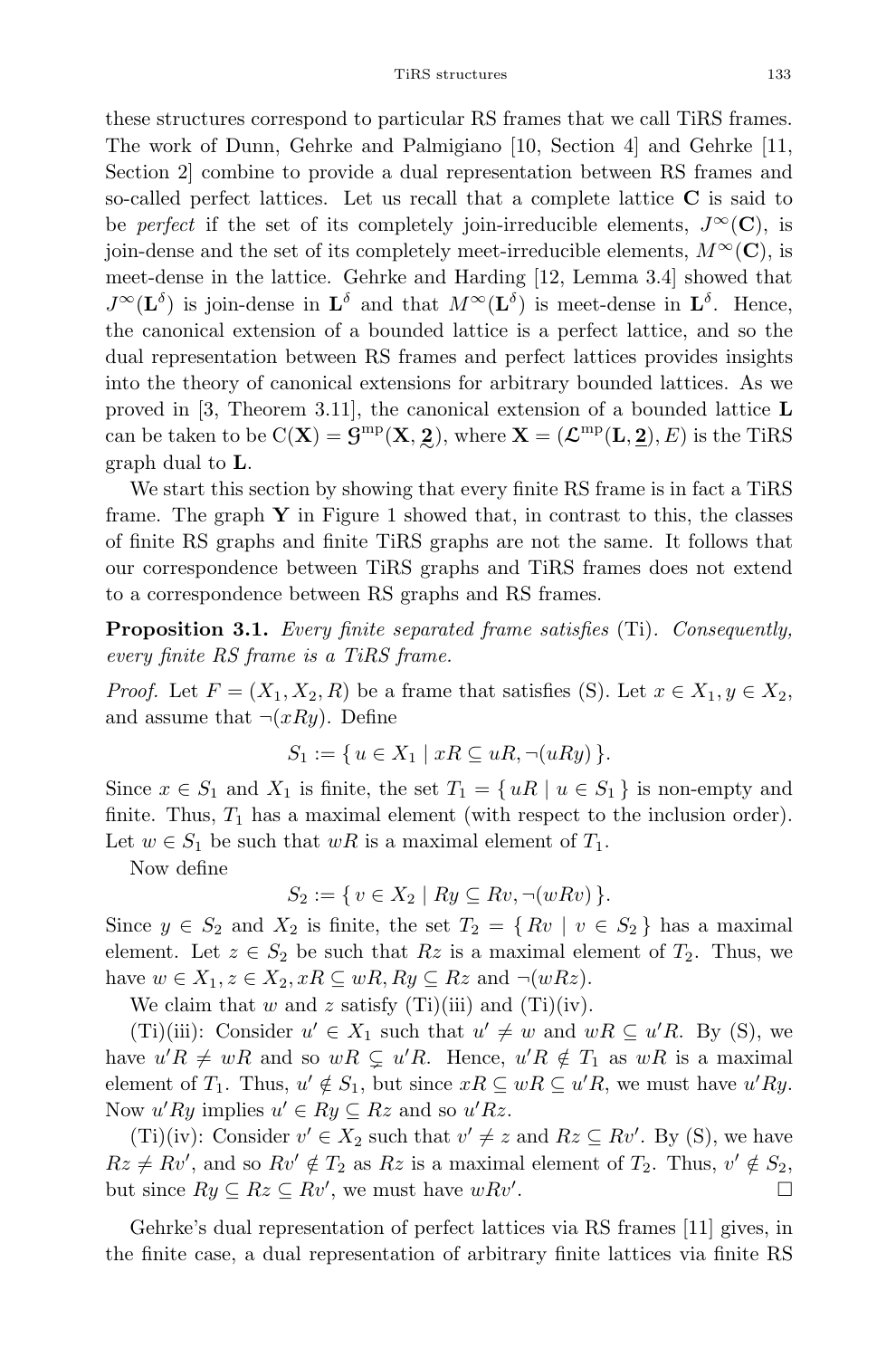these structures correspond to particular RS frames that we call TiRS frames. The work of Dunn, Gehrke and Palmigiano [10, Section 4] and Gehrke [11, Section 2] combine to provide a dual representation between RS frames and so-called perfect lattices. Let us recall that a complete lattice $\mathbf{C}$ is said to be *perfect* if the set of its completely join-irreducible elements, $J^\infty(\mathbf{C})$, is join-dense and the set of its completely meet-irreducible elements, $M^\infty(\mathbf{C})$, is meet-dense in the lattice. Gehrke and Harding [12, Lemma 3.4] showed that $J^\infty(\mathbf{L}^\delta)$ is join-dense in $\mathbf{L}^\delta$ and that $M^\infty(\mathbf{L}^\delta)$ is meet-dense in $\mathbf{L}^\delta$. Hence, the canonical extension of a bounded lattice is a perfect lattice, and so the dual representation between RS frames and perfect lattices provides insights into the theory of canonical extensions for arbitrary bounded lattices. As we proved in [3, Theorem 3.11], the canonical extension of a bounded lattice $\mathbf{L}$ can be taken to be $\mathrm{C}(\mathbf{X}) = \mathcal{G}^{\mathrm{mp}}(\mathbf{X}, \underset{\sim}{2})$, where $\mathbf{X} = (\boldsymbol{\mathcal{L}}^{\mathrm{mp}}(\mathbf{L}, \underline{2}), E)$ is the TiRS graph dual to $\mathbf{L}$.

We start this section by showing that every finite RS frame is in fact a TiRS frame. The graph $\mathbf{Y}$ in Figure 1 showed that, in contrast to this, the classes of finite RS graphs and finite TiRS graphs are not the same. It follows that our correspondence between TiRS graphs and TiRS frames does not extend to a correspondence between RS graphs and RS frames.

**Proposition 3.1.** *Every finite separated frame satisfies* (Ti)*. Consequently, every finite RS frame is a TiRS frame.*

*Proof.* Let $F = (X_1, X_2, R)$ be a frame that satisfies (S). Let $x \in X_1, y \in X_2$, and assume that $\neg(xRy)$. Define

$$S_1 := \{\, u \in X_1 \mid xR \subseteq uR, \neg(uRy) \,\}.$$

Since $x \in S_1$ and $X_1$ is finite, the set $T_1 = \{\, uR \mid u \in S_1 \,\}$ is non-empty and finite. Thus, $T_1$ has a maximal element (with respect to the inclusion order). Let $w \in S_1$ be such that $wR$ is a maximal element of $T_1$.

Now define

$$S_2 := \{\, v \in X_2 \mid Ry \subseteq Rv, \neg(wRv) \,\}.$$

Since $y \in S_2$ and $X_2$ is finite, the set $T_2 = \{\, Rv \mid v \in S_2 \,\}$ has a maximal element. Let $z \in S_2$ be such that $Rz$ is a maximal element of $T_2$. Thus, we have $w \in X_1, z \in X_2, xR \subseteq wR, Ry \subseteq Rz$ and $\neg(wRz)$.

We claim that $w$ and $z$ satisfy (Ti)(iii) and (Ti)(iv).

(Ti)(iii): Consider $u' \in X_1$ such that $u' \neq w$ and $wR \subseteq u'R$. By (S), we have $u'R \neq wR$ and so $wR \subsetneq u'R$. Hence, $u'R \notin T_1$ as $wR$ is a maximal element of $T_1$. Thus, $u' \notin S_1$, but since $xR \subseteq wR \subseteq u'R$, we must have $u'Ry$. Now $u'Ry$ implies $u' \in Ry \subseteq Rz$ and so $u'Rz$.

(Ti)(iv): Consider $v' \in X_2$ such that $v' \neq z$ and $Rz \subseteq Rv'$. By (S), we have $Rz \neq Rv'$, and so $Rv' \notin T_2$ as $Rz$ is a maximal element of $T_2$. Thus, $v' \notin S_2$, but since $Ry \subseteq Rz \subseteq Rv'$, we must have $wRv'$. □

Gehrke's dual representation of perfect lattices via RS frames [11] gives, in the finite case, a dual representation of arbitrary finite lattices via finite RS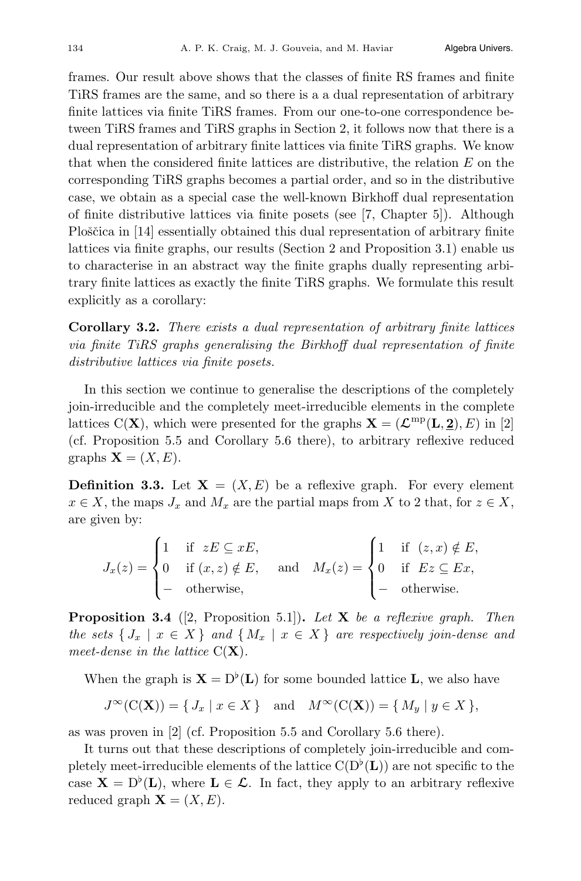frames. Our result above shows that the classes of finite RS frames and finite TiRS frames are the same, and so there is a a dual representation of arbitrary finite lattices via finite TiRS frames. From our one-to-one correspondence between TiRS frames and TiRS graphs in Section 2, it follows now that there is a dual representation of arbitrary finite lattices via finite TiRS graphs. We know that when the considered finite lattices are distributive, the relation $E$ on the corresponding TiRS graphs becomes a partial order, and so in the distributive case, we obtain as a special case the well-known Birkhoff dual representation of finite distributive lattices via finite posets (see [7, Chapter 5]). Although Ploščica in [14] essentially obtained this dual representation of arbitrary finite lattices via finite graphs, our results (Section 2 and Proposition 3.1) enable us to characterise in an abstract way the finite graphs dually representing arbitrary finite lattices as exactly the finite TiRS graphs. We formulate this result explicitly as a corollary:

**Corollary 3.2.** *There exists a dual representation of arbitrary finite lattices via finite TiRS graphs generalising the Birkhoff dual representation of finite distributive lattices via finite posets.*

In this section we continue to generalise the descriptions of the completely join-irreducible and the completely meet-irreducible elements in the complete lattices $\mathrm{C}(\mathbf{X})$, which were presented for the graphs $\mathbf{X} = (\boldsymbol{\mathcal{L}}^{\mathrm{mp}}(\mathbf{L}, \underline{\mathbf{2}}), E)$ in [2] (cf. Proposition 5.5 and Corollary 5.6 there), to arbitrary reflexive reduced graphs $\mathbf{X} = (X, E)$.

**Definition 3.3.** Let $\mathbf{X} = (X, E)$ be a reflexive graph. For every element $x \in X$, the maps $J_x$ and $M_x$ are the partial maps from $X$ to $2$ that, for $z \in X$, are given by:

$$J_x(z) = \begin{cases} 1 & \text{if } \; zE \subseteq xE, \\ 0 & \text{if } (x,z) \notin E, \\ - & \text{otherwise,} \end{cases} \quad \text{and} \quad M_x(z) = \begin{cases} 1 & \text{if } \; (z,x) \notin E, \\ 0 & \text{if } \; Ez \subseteq Ex, \\ - & \text{otherwise.} \end{cases}$$

**Proposition 3.4** ([2, Proposition 5.1])**.** *Let* $\mathbf{X}$ *be a reflexive graph. Then the sets* $\{ J_x \mid x \in X \}$ *and* $\{ M_x \mid x \in X \}$ *are respectively join-dense and meet-dense in the lattice* $\mathrm{C}(\mathbf{X})$*.*

When the graph is $\mathbf{X} = \mathrm{D}^\flat(\mathbf{L})$ for some bounded lattice $\mathbf{L}$, we also have

$$J^\infty(\mathrm{C}(\mathbf{X})) = \{ J_x \mid x \in X \} \quad \text{and} \quad M^\infty(\mathrm{C}(\mathbf{X})) = \{ M_y \mid y \in X \},$$

as was proven in [2] (cf. Proposition 5.5 and Corollary 5.6 there).

It turns out that these descriptions of completely join-irreducible and completely meet-irreducible elements of the lattice $\mathrm{C}(\mathrm{D}^\flat(\mathbf{L}))$ are not specific to the case $\mathbf{X} = \mathrm{D}^\flat(\mathbf{L})$, where $\mathbf{L} \in \boldsymbol{\mathcal{L}}$. In fact, they apply to an arbitrary reflexive reduced graph $\mathbf{X} = (X, E)$.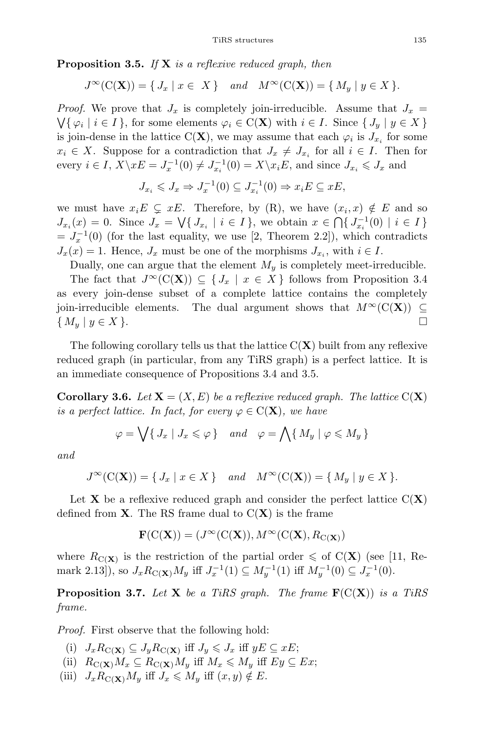**Proposition 3.5.** *If* $\mathbf{X}$ *is a reflexive reduced graph, then*

$$J^\infty(\mathrm{C}(\mathbf{X})) = \{ J_x \mid x \in X \} \quad \textit{and} \quad M^\infty(\mathrm{C}(\mathbf{X})) = \{ M_y \mid y \in X \}.$$

*Proof.* We prove that $J_x$ is completely join-irreducible. Assume that $J_x = \bigvee\{ \varphi_i \mid i \in I \}$, for some elements $\varphi_i \in \mathrm{C}(\mathbf{X})$ with $i \in I$. Since $\{ J_y \mid y \in X \}$ is join-dense in the lattice $\mathrm{C}(\mathbf{X})$, we may assume that each $\varphi_i$ is $J_{x_i}$ for some $x_i \in X$. Suppose for a contradiction that $J_x \neq J_{x_i}$ for all $i \in I$. Then for every $i \in I$, $X \backslash xE = J_x^{-1}(0) \neq J_{x_i}^{-1}(0) = X \backslash x_i E$, and since $J_{x_i} \leqslant J_x$ and

$$J_{x_i} \leqslant J_x \Rightarrow J_x^{-1}(0) \subseteq J_{x_i}^{-1}(0) \Rightarrow x_i E \subseteq xE,$$

we must have $x_i E \subsetneq xE$. Therefore, by (R), we have $(x_i, x) \notin E$ and so $J_{x_i}(x) = 0$. Since $J_x = \bigvee\{ J_{x_i} \mid i \in I \}$, we obtain $x \in \bigcap\{ J_{x_i}^{-1}(0) \mid i \in I \} = J_x^{-1}(0)$ (for the last equality, we use [2, Theorem 2.2]), which contradicts $J_x(x) = 1$. Hence, $J_x$ must be one of the morphisms $J_{x_i}$, with $i \in I$.

Dually, one can argue that the element $M_y$ is completely meet-irreducible.

The fact that $J^\infty(\mathrm{C}(\mathbf{X})) \subseteq \{ J_x \mid x \in X \}$ follows from Proposition 3.4 as every join-dense subset of a complete lattice contains the completely join-irreducible elements. The dual argument shows that $M^\infty(\mathrm{C}(\mathbf{X})) \subseteq \{ M_y \mid y \in X \}$. $\square$

The following corollary tells us that the lattice $\mathrm{C}(\mathbf{X})$ built from any reflexive reduced graph (in particular, from any TiRS graph) is a perfect lattice. It is an immediate consequence of Propositions 3.4 and 3.5.

**Corollary 3.6.** *Let* $\mathbf{X} = (X, E)$ *be a reflexive reduced graph. The lattice* $\mathrm{C}(\mathbf{X})$ *is a perfect lattice. In fact, for every* $\varphi \in \mathrm{C}(\mathbf{X})$*, we have*

$$\varphi = \bigvee\{ J_x \mid J_x \leqslant \varphi \} \quad \textit{and} \quad \varphi = \bigwedge\{ M_y \mid \varphi \leqslant M_y \}$$

*and*

$$J^\infty(\mathrm{C}(\mathbf{X})) = \{ J_x \mid x \in X \} \quad \textit{and} \quad M^\infty(\mathrm{C}(\mathbf{X})) = \{ M_y \mid y \in X \}.$$

Let $\mathbf{X}$ be a reflexive reduced graph and consider the perfect lattice $\mathrm{C}(\mathbf{X})$ defined from $\mathbf{X}$. The RS frame dual to $\mathrm{C}(\mathbf{X})$ is the frame

$$\mathbf{F}(\mathrm{C}(\mathbf{X})) = (J^\infty(\mathrm{C}(\mathbf{X})), M^\infty(\mathrm{C}(\mathbf{X}), R_{\mathrm{C}(\mathbf{X})})$$

where $R_{\mathrm{C}(\mathbf{X})}$ is the restriction of the partial order $\leqslant$ of $\mathrm{C}(\mathbf{X})$ (see [11, Remark 2.13]), so $J_x R_{\mathrm{C}(\mathbf{X})} M_y$ iff $J_x^{-1}(1) \subseteq M_y^{-1}(1)$ iff $M_y^{-1}(0) \subseteq J_x^{-1}(0)$.

**Proposition 3.7.** *Let* $\mathbf{X}$ *be a TiRS graph. The frame* $\mathbf{F}(\mathrm{C}(\mathbf{X}))$ *is a TiRS frame.*

*Proof.* First observe that the following hold:

(i) $J_x R_{\mathrm{C}(\mathbf{X})} \subseteq J_y R_{\mathrm{C}(\mathbf{X})}$ iff $J_y \leqslant J_x$ iff $yE \subseteq xE$;

(ii) $R_{\mathrm{C}(\mathbf{X})} M_x \subseteq R_{\mathrm{C}(\mathbf{X})} M_y$ iff $M_x \leqslant M_y$ iff $Ey \subseteq Ex$;

(iii) $J_x R_{\mathrm{C}(\mathbf{X})} M_y$ iff $J_x \leqslant M_y$ iff $(x, y) \notin E$.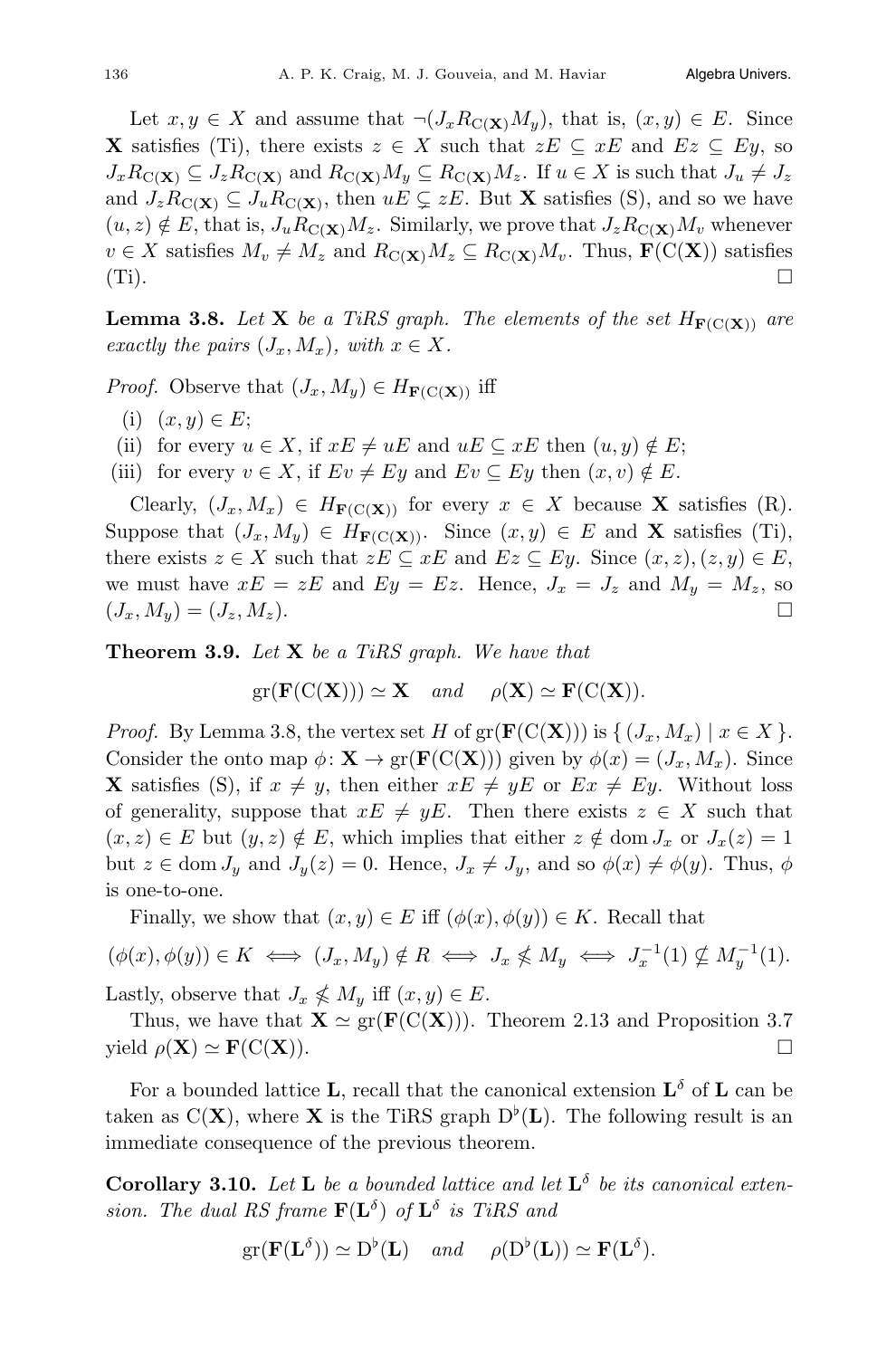Let $x, y \in X$ and assume that $\neg(J_x R_{\mathrm{C}(\mathbf{X})} M_y)$, that is, $(x, y) \in E$. Since $\mathbf{X}$ satisfies (Ti), there exists $z \in X$ such that $zE \subseteq xE$ and $Ez \subseteq Ey$, so $J_x R_{\mathrm{C}(\mathbf{X})} \subseteq J_z R_{\mathrm{C}(\mathbf{X})}$ and $R_{\mathrm{C}(\mathbf{X})} M_y \subseteq R_{\mathrm{C}(\mathbf{X})} M_z$. If $u \in X$ is such that $J_u \neq J_z$ and $J_z R_{\mathrm{C}(\mathbf{X})} \subseteq J_u R_{\mathrm{C}(\mathbf{X})}$, then $uE \subsetneq zE$. But $\mathbf{X}$ satisfies (S), and so we have $(u, z) \notin E$, that is, $J_u R_{\mathrm{C}(\mathbf{X})} M_z$. Similarly, we prove that $J_z R_{\mathrm{C}(\mathbf{X})} M_v$ whenever $v \in X$ satisfies $M_v \neq M_z$ and $R_{\mathrm{C}(\mathbf{X})} M_z \subseteq R_{\mathrm{C}(\mathbf{X})} M_v$. Thus, $\mathbf{F}(\mathrm{C}(\mathbf{X}))$ satisfies (Ti). $\square$

**Lemma 3.8.** *Let $\mathbf{X}$ be a TiRS graph. The elements of the set $H_{\mathbf{F}(\mathrm{C}(\mathbf{X}))}$ are exactly the pairs $(J_x, M_x)$, with $x \in X$.*

*Proof.* Observe that $(J_x, M_y) \in H_{\mathbf{F}(\mathrm{C}(\mathbf{X}))}$ iff

(i) $(x, y) \in E$;
(ii) for every $u \in X$, if $xE \neq uE$ and $uE \subseteq xE$ then $(u, y) \notin E$;
(iii) for every $v \in X$, if $Ev \neq Ey$ and $Ev \subseteq Ey$ then $(x, v) \notin E$.

Clearly, $(J_x, M_x) \in H_{\mathbf{F}(\mathrm{C}(\mathbf{X}))}$ for every $x \in X$ because $\mathbf{X}$ satisfies (R). Suppose that $(J_x, M_y) \in H_{\mathbf{F}(\mathrm{C}(\mathbf{X}))}$. Since $(x, y) \in E$ and $\mathbf{X}$ satisfies (Ti), there exists $z \in X$ such that $zE \subseteq xE$ and $Ez \subseteq Ey$. Since $(x, z), (z, y) \in E$, we must have $xE = zE$ and $Ey = Ez$. Hence, $J_x = J_z$ and $M_y = M_z$, so $(J_x, M_y) = (J_z, M_z)$. $\square$

**Theorem 3.9.** *Let $\mathbf{X}$ be a TiRS graph. We have that*

$$\mathrm{gr}(\mathbf{F}(\mathrm{C}(\mathbf{X}))) \simeq \mathbf{X} \quad \textit{and} \quad \rho(\mathbf{X}) \simeq \mathbf{F}(\mathrm{C}(\mathbf{X})).$$

*Proof.* By Lemma 3.8, the vertex set $H$ of $\mathrm{gr}(\mathbf{F}(\mathrm{C}(\mathbf{X})))$ is $\{\, (J_x, M_x) \mid x \in X \,\}$. Consider the onto map $\phi \colon \mathbf{X} \to \mathrm{gr}(\mathbf{F}(\mathrm{C}(\mathbf{X})))$ given by $\phi(x) = (J_x, M_x)$. Since $\mathbf{X}$ satisfies (S), if $x \neq y$, then either $xE \neq yE$ or $Ex \neq Ey$. Without loss of generality, suppose that $xE \neq yE$. Then there exists $z \in X$ such that $(x, z) \in E$ but $(y, z) \notin E$, which implies that either $z \notin \operatorname{dom} J_x$ or $J_x(z) = 1$ but $z \in \operatorname{dom} J_y$ and $J_y(z) = 0$. Hence, $J_x \neq J_y$, and so $\phi(x) \neq \phi(y)$. Thus, $\phi$ is one-to-one.

Finally, we show that $(x, y) \in E$ iff $(\phi(x), \phi(y)) \in K$. Recall that

$$(\phi(x), \phi(y)) \in K \iff (J_x, M_y) \notin R \iff J_x \nleqslant M_y \iff J_x^{-1}(1) \nsubseteq M_y^{-1}(1).$$

Lastly, observe that $J_x \nleqslant M_y$ iff $(x, y) \in E$.

Thus, we have that $\mathbf{X} \simeq \mathrm{gr}(\mathbf{F}(\mathrm{C}(\mathbf{X})))$. Theorem 2.13 and Proposition 3.7 yield $\rho(\mathbf{X}) \simeq \mathbf{F}(\mathrm{C}(\mathbf{X}))$. $\square$

For a bounded lattice $\mathbf{L}$, recall that the canonical extension $\mathbf{L}^\delta$ of $\mathbf{L}$ can be taken as $\mathrm{C}(\mathbf{X})$, where $\mathbf{X}$ is the TiRS graph $\mathrm{D}^\flat(\mathbf{L})$. The following result is an immediate consequence of the previous theorem.

**Corollary 3.10.** *Let $\mathbf{L}$ be a bounded lattice and let $\mathbf{L}^\delta$ be its canonical extension. The dual RS frame $\mathbf{F}(\mathbf{L}^\delta)$ of $\mathbf{L}^\delta$ is TiRS and*

$$\mathrm{gr}(\mathbf{F}(\mathbf{L}^\delta)) \simeq \mathrm{D}^\flat(\mathbf{L}) \quad \textit{and} \quad \rho(\mathrm{D}^\flat(\mathbf{L})) \simeq \mathbf{F}(\mathbf{L}^\delta).$$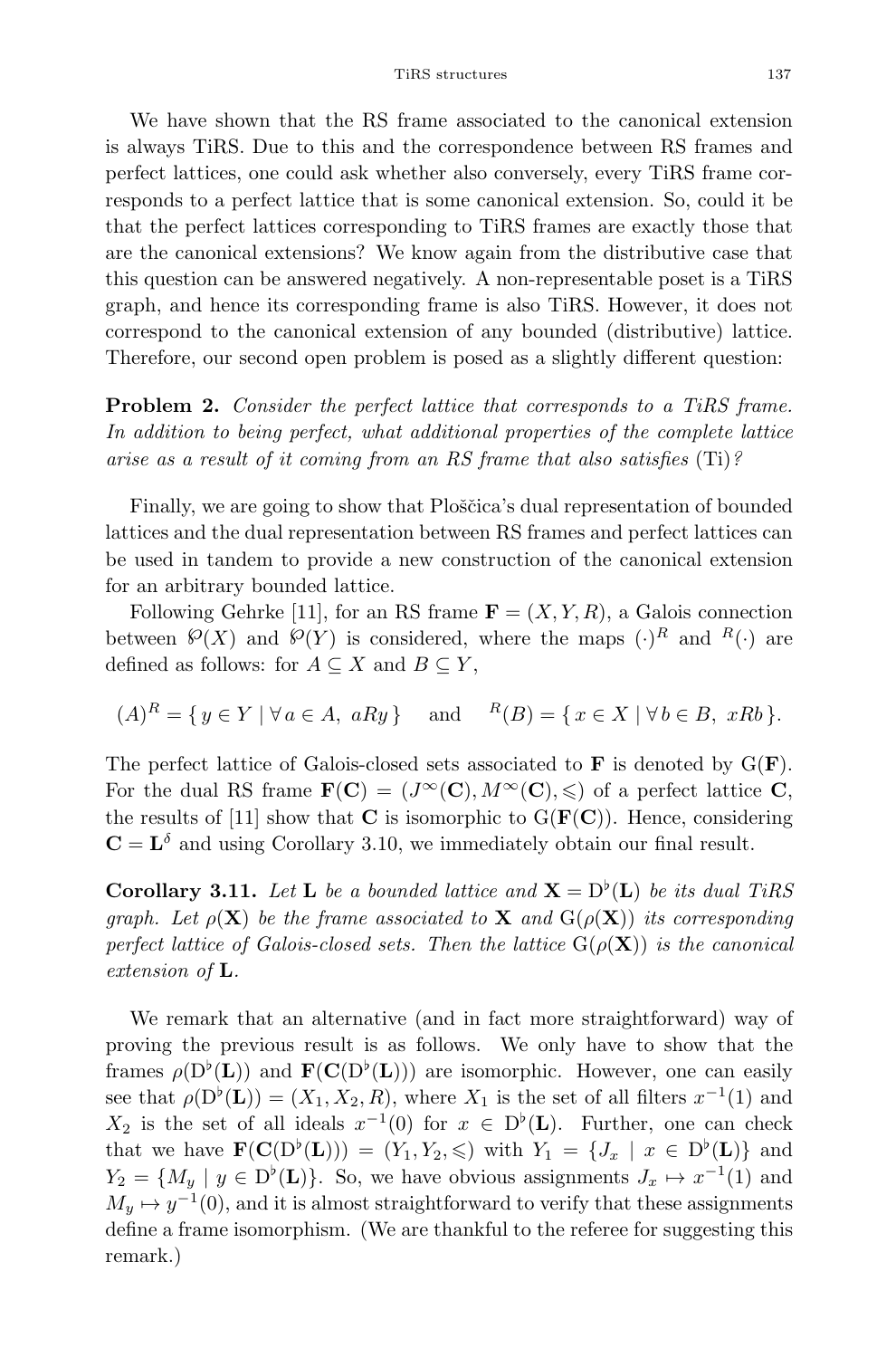We have shown that the RS frame associated to the canonical extension is always TiRS. Due to this and the correspondence between RS frames and perfect lattices, one could ask whether also conversely, every TiRS frame corresponds to a perfect lattice that is some canonical extension. So, could it be that the perfect lattices corresponding to TiRS frames are exactly those that are the canonical extensions? We know again from the distributive case that this question can be answered negatively. A non-representable poset is a TiRS graph, and hence its corresponding frame is also TiRS. However, it does not correspond to the canonical extension of any bounded (distributive) lattice. Therefore, our second open problem is posed as a slightly different question:

**Problem 2.** *Consider the perfect lattice that corresponds to a TiRS frame. In addition to being perfect, what additional properties of the complete lattice arise as a result of it coming from an RS frame that also satisfies* (Ti)*?*

Finally, we are going to show that Ploščica's dual representation of bounded lattices and the dual representation between RS frames and perfect lattices can be used in tandem to provide a new construction of the canonical extension for an arbitrary bounded lattice.

Following Gehrke [11], for an RS frame $\mathbf{F} = (X, Y, R)$, a Galois connection between $\wp(X)$ and $\wp(Y)$ is considered, where the maps $(\cdot)^R$ and ${}^R(\cdot)$ are defined as follows: for $A \subseteq X$ and $B \subseteq Y$,

$$(A)^R = \{\, y \in Y \mid \forall\, a \in A,\ aRy \,\} \quad \text{and} \quad {}^R(B) = \{\, x \in X \mid \forall\, b \in B,\ xRb \,\}.$$

The perfect lattice of Galois-closed sets associated to $\mathbf{F}$ is denoted by $\mathrm{G}(\mathbf{F})$. For the dual RS frame $\mathbf{F}(\mathbf{C}) = (J^\infty(\mathbf{C}), M^\infty(\mathbf{C}), \leqslant)$ of a perfect lattice $\mathbf{C}$, the results of [11] show that $\mathbf{C}$ is isomorphic to $\mathrm{G}(\mathbf{F}(\mathbf{C}))$. Hence, considering $\mathbf{C} = \mathbf{L}^\delta$ and using Corollary 3.10, we immediately obtain our final result.

**Corollary 3.11.** *Let $\mathbf{L}$ be a bounded lattice and $\mathbf{X} = \mathrm{D}^\flat(\mathbf{L})$ be its dual TiRS graph. Let $\rho(\mathbf{X})$ be the frame associated to $\mathbf{X}$ and $\mathrm{G}(\rho(\mathbf{X}))$ its corresponding perfect lattice of Galois-closed sets. Then the lattice $\mathrm{G}(\rho(\mathbf{X}))$ is the canonical extension of $\mathbf{L}$.*

We remark that an alternative (and in fact more straightforward) way of proving the previous result is as follows. We only have to show that the frames $\rho(\mathrm{D}^\flat(\mathbf{L}))$ and $\mathbf{F}(\mathbf{C}(\mathrm{D}^\flat(\mathbf{L})))$ are isomorphic. However, one can easily see that $\rho(\mathrm{D}^\flat(\mathbf{L})) = (X_1, X_2, R)$, where $X_1$ is the set of all filters $x^{-1}(1)$ and $X_2$ is the set of all ideals $x^{-1}(0)$ for $x \in \mathrm{D}^\flat(\mathbf{L})$. Further, one can check that we have $\mathbf{F}(\mathbf{C}(\mathrm{D}^\flat(\mathbf{L}))) = (Y_1, Y_2, \leqslant)$ with $Y_1 = \{J_x \mid x \in \mathrm{D}^\flat(\mathbf{L})\}$ and $Y_2 = \{M_y \mid y \in \mathrm{D}^\flat(\mathbf{L})\}$. So, we have obvious assignments $J_x \mapsto x^{-1}(1)$ and $M_y \mapsto y^{-1}(0)$, and it is almost straightforward to verify that these assignments define a frame isomorphism. (We are thankful to the referee for suggesting this remark.)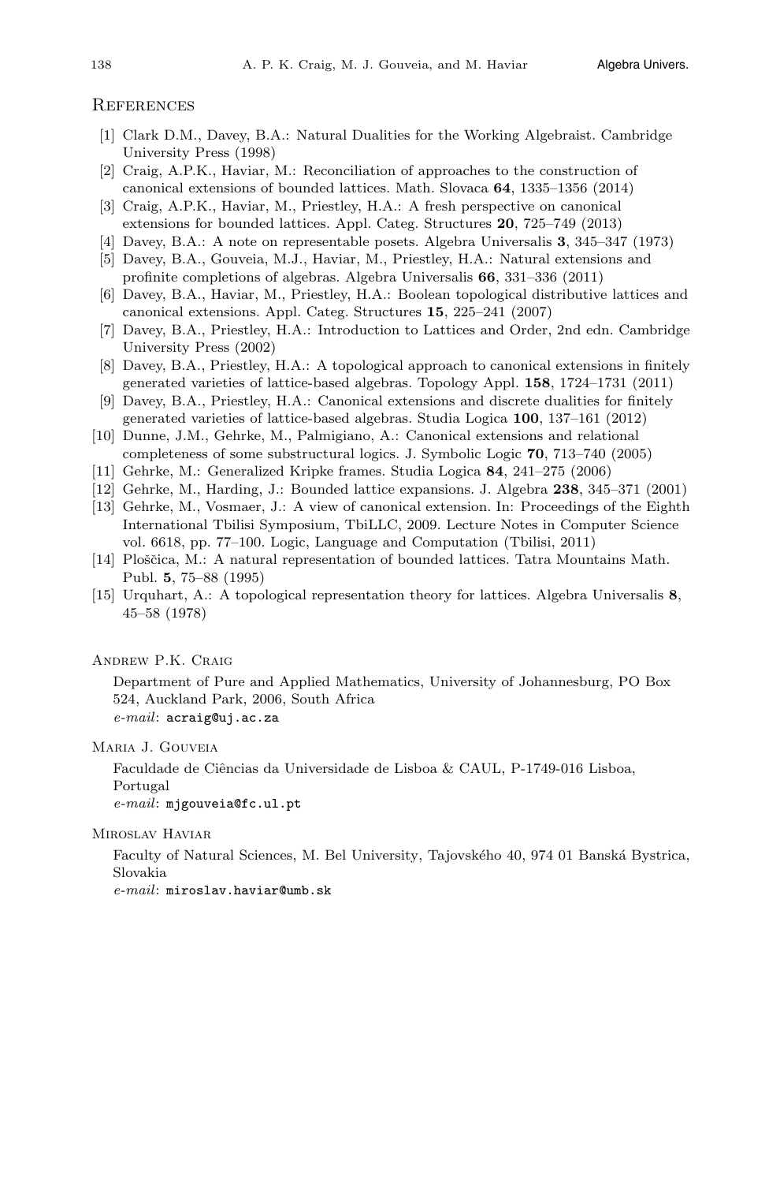## References

[1] Clark D.M., Davey, B.A.: Natural Dualities for the Working Algebraist. Cambridge University Press (1998)

[2] Craig, A.P.K., Haviar, M.: Reconciliation of approaches to the construction of canonical extensions of bounded lattices. Math. Slovaca **64**, 1335–1356 (2014)

[3] Craig, A.P.K., Haviar, M., Priestley, H.A.: A fresh perspective on canonical extensions for bounded lattices. Appl. Categ. Structures **20**, 725–749 (2013)

[4] Davey, B.A.: A note on representable posets. Algebra Universalis **3**, 345–347 (1973)

[5] Davey, B.A., Gouveia, M.J., Haviar, M., Priestley, H.A.: Natural extensions and profinite completions of algebras. Algebra Universalis **66**, 331–336 (2011)

[6] Davey, B.A., Haviar, M., Priestley, H.A.: Boolean topological distributive lattices and canonical extensions. Appl. Categ. Structures **15**, 225–241 (2007)

[7] Davey, B.A., Priestley, H.A.: Introduction to Lattices and Order, 2nd edn. Cambridge University Press (2002)

[8] Davey, B.A., Priestley, H.A.: A topological approach to canonical extensions in finitely generated varieties of lattice-based algebras. Topology Appl. **158**, 1724–1731 (2011)

[9] Davey, B.A., Priestley, H.A.: Canonical extensions and discrete dualities for finitely generated varieties of lattice-based algebras. Studia Logica **100**, 137–161 (2012)

[10] Dunne, J.M., Gehrke, M., Palmigiano, A.: Canonical extensions and relational completeness of some substructural logics. J. Symbolic Logic **70**, 713–740 (2005)

[11] Gehrke, M.: Generalized Kripke frames. Studia Logica **84**, 241–275 (2006)

[12] Gehrke, M., Harding, J.: Bounded lattice expansions. J. Algebra **238**, 345–371 (2001)

[13] Gehrke, M., Vosmaer, J.: A view of canonical extension. In: Proceedings of the Eighth International Tbilisi Symposium, TbiLLC, 2009. Lecture Notes in Computer Science vol. 6618, pp. 77–100. Logic, Language and Computation (Tbilisi, 2011)

[14] Ploščica, M.: A natural representation of bounded lattices. Tatra Mountains Math. Publ. **5**, 75–88 (1995)

[15] Urquhart, A.: A topological representation theory for lattices. Algebra Universalis **8**, 45–58 (1978)

Andrew P.K. Craig

Department of Pure and Applied Mathematics, University of Johannesburg, PO Box 524, Auckland Park, 2006, South Africa
*e-mail*: acraig@uj.ac.za

Maria J. Gouveia

Faculdade de Ciências da Universidade de Lisboa & CAUL, P-1749-016 Lisboa, Portugal
*e-mail*: mjgouveia@fc.ul.pt

Miroslav Haviar

Faculty of Natural Sciences, M. Bel University, Tajovského 40, 974 01 Banská Bystrica, Slovakia
*e-mail*: miroslav.haviar@umb.sk